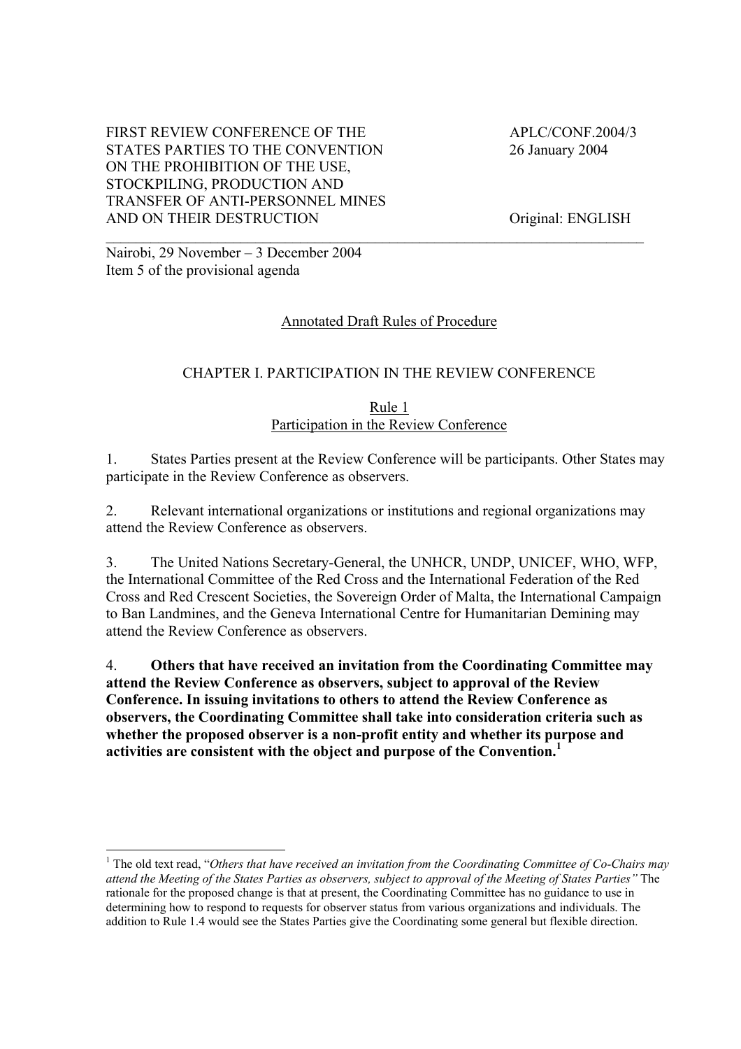FIRST REVIEW CONFERENCE OF THE STATES PARTIES TO THE CONVENTION ON THE PROHIBITION OF THE USE, STOCKPILING, PRODUCTION AND TRANSFER OF ANTI-PERSONNEL MINES AND ON THEIR DESTRUCTION

APLC/CONF.2004/3
26 January 2004

Original: ENGLISH

Nairobi, 29 November – 3 December 2004
Item 5 of the provisional agenda

## Annotated Draft Rules of Procedure

## CHAPTER I. PARTICIPATION IN THE REVIEW CONFERENCE

### Rule 1
### Participation in the Review Conference

1. States Parties present at the Review Conference will be participants. Other States may participate in the Review Conference as observers.

2. Relevant international organizations or institutions and regional organizations may attend the Review Conference as observers.

3. The United Nations Secretary-General, the UNHCR, UNDP, UNICEF, WHO, WFP, the International Committee of the Red Cross and the International Federation of the Red Cross and Red Crescent Societies, the Sovereign Order of Malta, the International Campaign to Ban Landmines, and the Geneva International Centre for Humanitarian Demining may attend the Review Conference as observers.

4. **Others that have received an invitation from the Coordinating Committee may attend the Review Conference as observers, subject to approval of the Review Conference. In issuing invitations to others to attend the Review Conference as observers, the Coordinating Committee shall take into consideration criteria such as whether the proposed observer is a non-profit entity and whether its purpose and activities are consistent with the object and purpose of the Convention.**[1]

[1] The old text read, "*Others that have received an invitation from the Coordinating Committee of Co-Chairs may attend the Meeting of the States Parties as observers, subject to approval of the Meeting of States Parties*" The rationale for the proposed change is that at present, the Coordinating Committee has no guidance to use in determining how to respond to requests for observer status from various organizations and individuals. The addition to Rule 1.4 would see the States Parties give the Coordinating some general but flexible direction.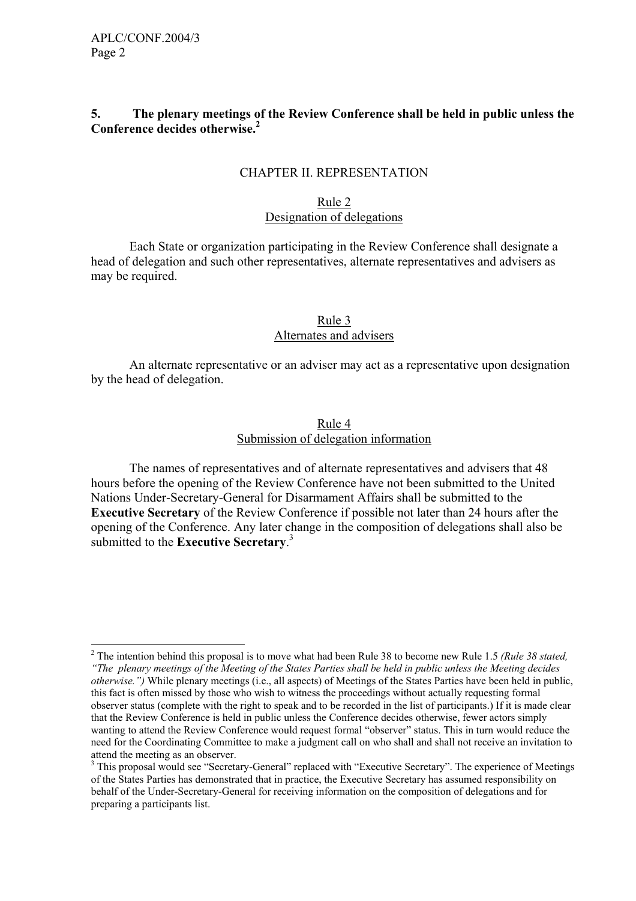**5. The plenary meetings of the Review Conference shall be held in public unless the Conference decides otherwise.**[2]

## CHAPTER II. REPRESENTATION

### Rule 2
### Designation of delegations

Each State or organization participating in the Review Conference shall designate a head of delegation and such other representatives, alternate representatives and advisers as may be required.

### Rule 3
### Alternates and advisers

An alternate representative or an adviser may act as a representative upon designation by the head of delegation.

### Rule 4
### Submission of delegation information

The names of representatives and of alternate representatives and advisers that 48 hours before the opening of the Review Conference have not been submitted to the United Nations Under-Secretary-General for Disarmament Affairs shall be submitted to the **Executive Secretary** of the Review Conference if possible not later than 24 hours after the opening of the Conference. Any later change in the composition of delegations shall also be submitted to the **Executive Secretary**.[3]

---

[2] The intention behind this proposal is to move what had been Rule 38 to become new Rule 1.5 *(Rule 38 stated, "The plenary meetings of the Meeting of the States Parties shall be held in public unless the Meeting decides otherwise.")* While plenary meetings (i.e., all aspects) of Meetings of the States Parties have been held in public, this fact is often missed by those who wish to witness the proceedings without actually requesting formal observer status (complete with the right to speak and to be recorded in the list of participants.) If it is made clear that the Review Conference is held in public unless the Conference decides otherwise, fewer actors simply wanting to attend the Review Conference would request formal "observer" status. This in turn would reduce the need for the Coordinating Committee to make a judgment call on who shall and shall not receive an invitation to attend the meeting as an observer.

[3] This proposal would see "Secretary-General" replaced with "Executive Secretary". The experience of Meetings of the States Parties has demonstrated that in practice, the Executive Secretary has assumed responsibility on behalf of the Under-Secretary-General for receiving information on the composition of delegations and for preparing a participants list.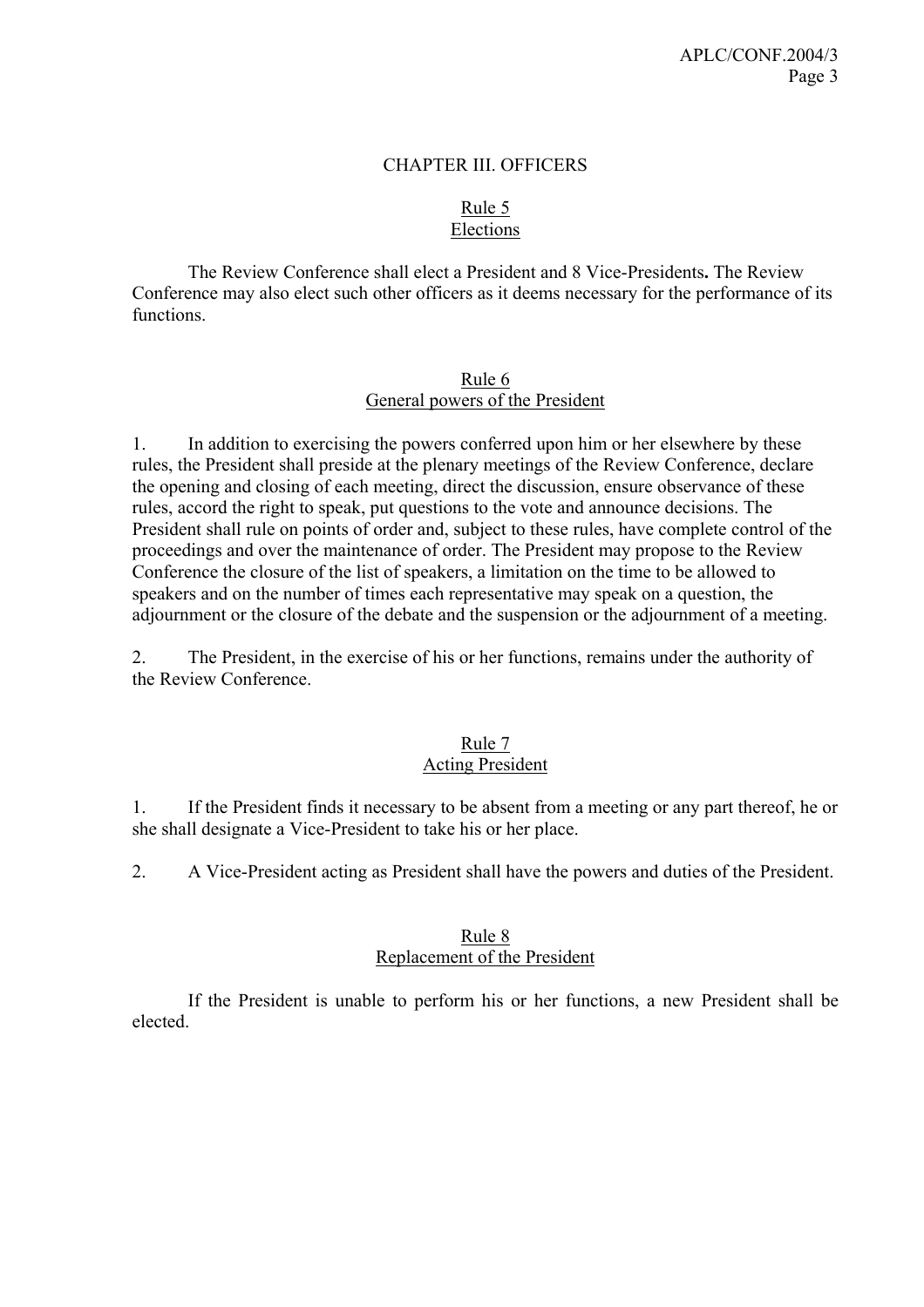## CHAPTER III. OFFICERS

### Rule 5
### Elections

The Review Conference shall elect a President and 8 Vice-Presidents**.** The Review Conference may also elect such other officers as it deems necessary for the performance of its functions.

### Rule 6
### General powers of the President

1. In addition to exercising the powers conferred upon him or her elsewhere by these rules, the President shall preside at the plenary meetings of the Review Conference, declare the opening and closing of each meeting, direct the discussion, ensure observance of these rules, accord the right to speak, put questions to the vote and announce decisions. The President shall rule on points of order and, subject to these rules, have complete control of the proceedings and over the maintenance of order. The President may propose to the Review Conference the closure of the list of speakers, a limitation on the time to be allowed to speakers and on the number of times each representative may speak on a question, the adjournment or the closure of the debate and the suspension or the adjournment of a meeting.

2. The President, in the exercise of his or her functions, remains under the authority of the Review Conference.

### Rule 7
### Acting President

1. If the President finds it necessary to be absent from a meeting or any part thereof, he or she shall designate a Vice-President to take his or her place.

2. A Vice-President acting as President shall have the powers and duties of the President.

### Rule 8
### Replacement of the President

If the President is unable to perform his or her functions, a new President shall be elected.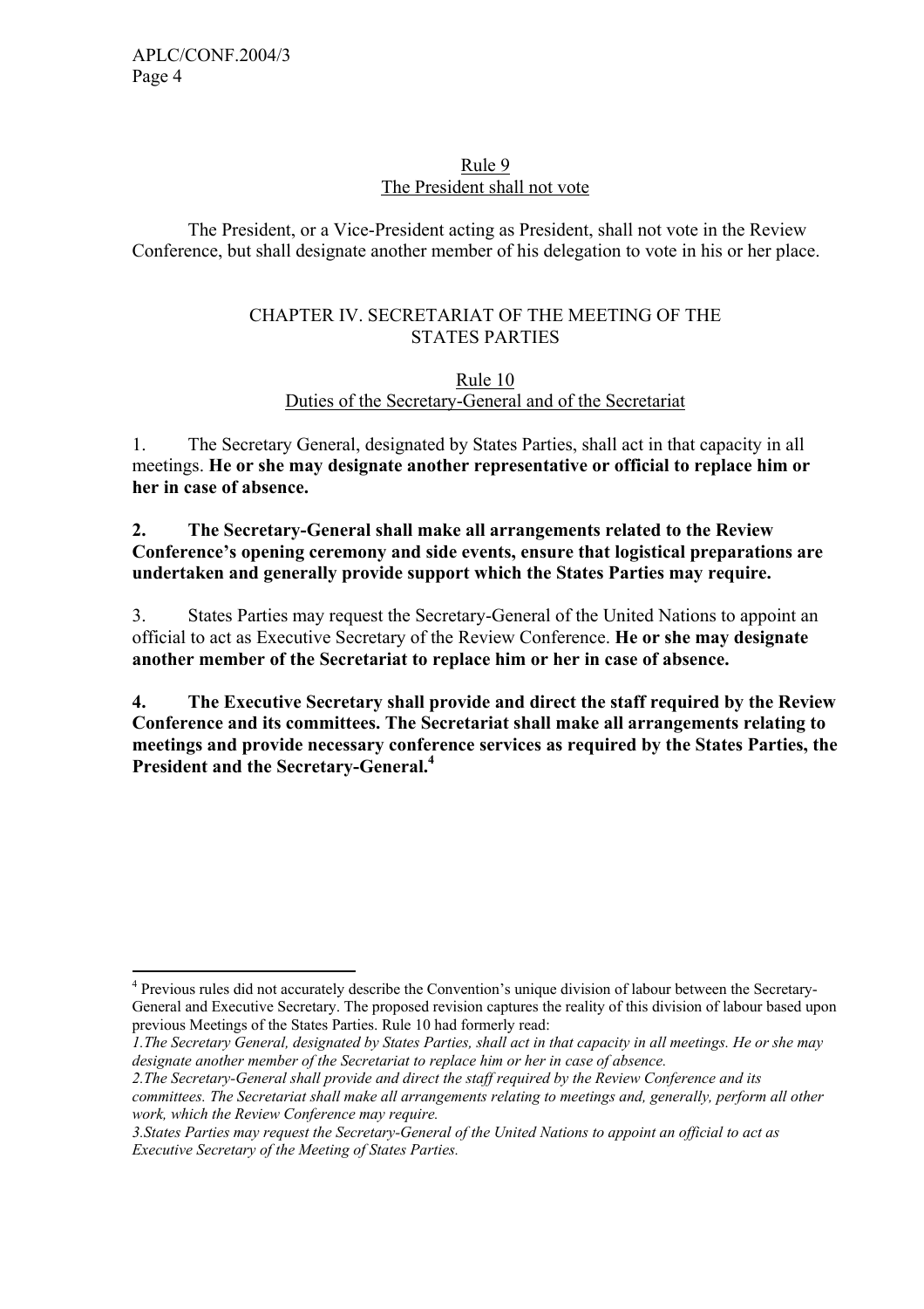Rule 9
The President shall not vote

The President, or a Vice-President acting as President, shall not vote in the Review Conference, but shall designate another member of his delegation to vote in his or her place.

## CHAPTER IV. SECRETARIAT OF THE MEETING OF THE STATES PARTIES

Rule 10
Duties of the Secretary-General and of the Secretariat

1. The Secretary General, designated by States Parties, shall act in that capacity in all meetings. **He or she may designate another representative or official to replace him or her in case of absence.**

**2. The Secretary-General shall make all arrangements related to the Review Conference's opening ceremony and side events, ensure that logistical preparations are undertaken and generally provide support which the States Parties may require.**

3. States Parties may request the Secretary-General of the United Nations to appoint an official to act as Executive Secretary of the Review Conference. **He or she may designate another member of the Secretariat to replace him or her in case of absence.**

**4. The Executive Secretary shall provide and direct the staff required by the Review Conference and its committees. The Secretariat shall make all arrangements relating to meetings and provide necessary conference services as required by the States Parties, the President and the Secretary-General.**[4]

---

[4] Previous rules did not accurately describe the Convention's unique division of labour between the Secretary-General and Executive Secretary. The proposed revision captures the reality of this division of labour based upon previous Meetings of the States Parties. Rule 10 had formerly read:

*1.The Secretary General, designated by States Parties, shall act in that capacity in all meetings. He or she may designate another member of the Secretariat to replace him or her in case of absence.*

*2.The Secretary-General shall provide and direct the staff required by the Review Conference and its committees. The Secretariat shall make all arrangements relating to meetings and, generally, perform all other work, which the Review Conference may require.*

*3.States Parties may request the Secretary-General of the United Nations to appoint an official to act as Executive Secretary of the Meeting of States Parties.*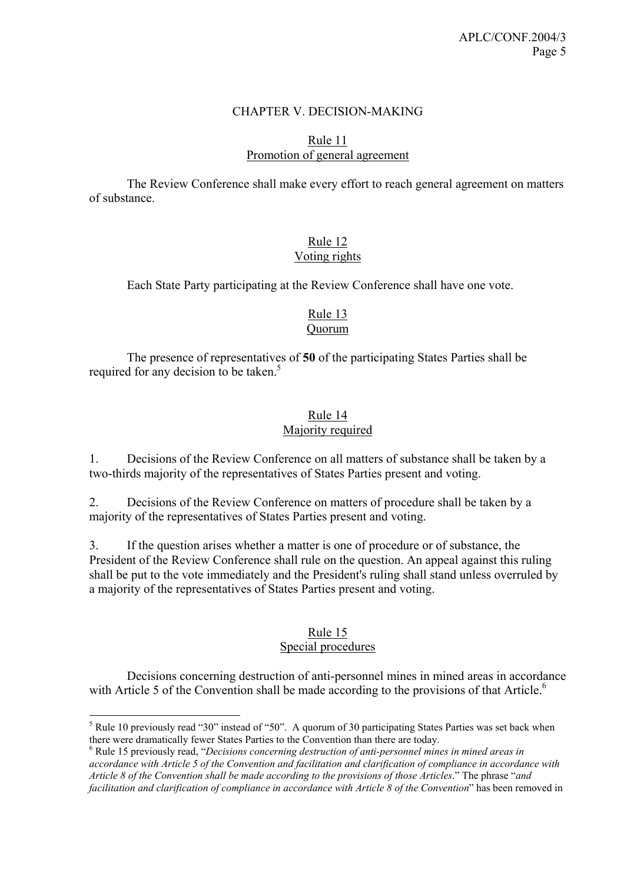## CHAPTER V. DECISION-MAKING

### Rule 11
### Promotion of general agreement

The Review Conference shall make every effort to reach general agreement on matters of substance.

### Rule 12
### Voting rights

Each State Party participating at the Review Conference shall have one vote.

### Rule 13
### Quorum

The presence of representatives of **50** of the participating States Parties shall be required for any decision to be taken.[5]

### Rule 14
### Majority required

1. Decisions of the Review Conference on all matters of substance shall be taken by a two-thirds majority of the representatives of States Parties present and voting.

2. Decisions of the Review Conference on matters of procedure shall be taken by a majority of the representatives of States Parties present and voting.

3. If the question arises whether a matter is one of procedure or of substance, the President of the Review Conference shall rule on the question. An appeal against this ruling shall be put to the vote immediately and the President's ruling shall stand unless overruled by a majority of the representatives of States Parties present and voting.

### Rule 15
### Special procedures

Decisions concerning destruction of anti-personnel mines in mined areas in accordance with Article 5 of the Convention shall be made according to the provisions of that Article.[6]

---

[5] Rule 10 previously read "30" instead of "50". A quorum of 30 participating States Parties was set back when there were dramatically fewer States Parties to the Convention than there are today.

[6] Rule 15 previously read, "*Decisions concerning destruction of anti-personnel mines in mined areas in accordance with Article 5 of the Convention and facilitation and clarification of compliance in accordance with Article 8 of the Convention shall be made according to the provisions of those Articles*." The phrase "*and facilitation and clarification of compliance in accordance with Article 8 of the Convention*" has been removed in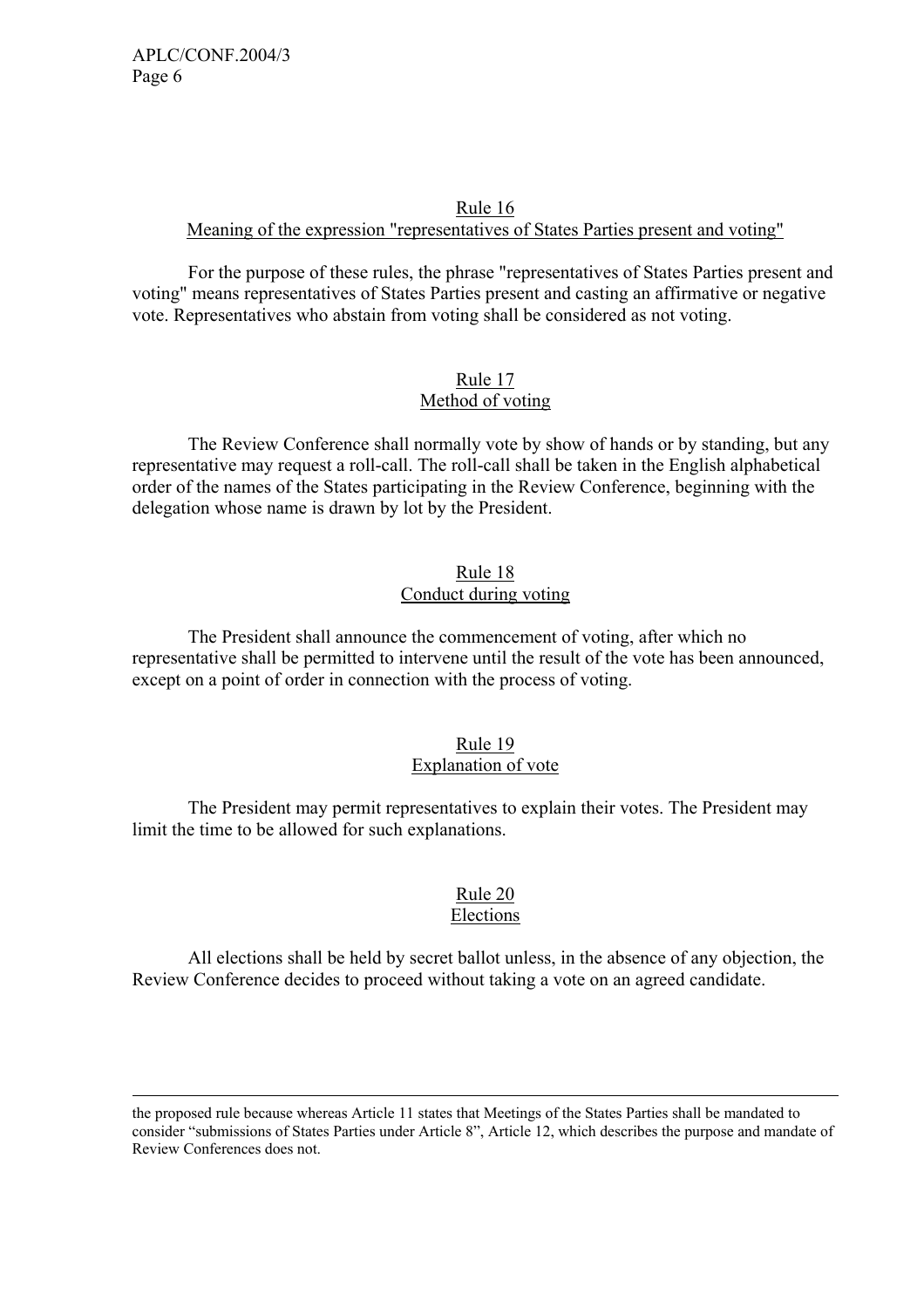### Rule 16
### Meaning of the expression "representatives of States Parties present and voting"

For the purpose of these rules, the phrase "representatives of States Parties present and voting" means representatives of States Parties present and casting an affirmative or negative vote. Representatives who abstain from voting shall be considered as not voting.

### Rule 17
### Method of voting

The Review Conference shall normally vote by show of hands or by standing, but any representative may request a roll-call. The roll-call shall be taken in the English alphabetical order of the names of the States participating in the Review Conference, beginning with the delegation whose name is drawn by lot by the President.

### Rule 18
### Conduct during voting

The President shall announce the commencement of voting, after which no representative shall be permitted to intervene until the result of the vote has been announced, except on a point of order in connection with the process of voting.

### Rule 19
### Explanation of vote

The President may permit representatives to explain their votes. The President may limit the time to be allowed for such explanations.

### Rule 20
### Elections

All elections shall be held by secret ballot unless, in the absence of any objection, the Review Conference decides to proceed without taking a vote on an agreed candidate.

---

the proposed rule because whereas Article 11 states that Meetings of the States Parties shall be mandated to consider "submissions of States Parties under Article 8", Article 12, which describes the purpose and mandate of Review Conferences does not.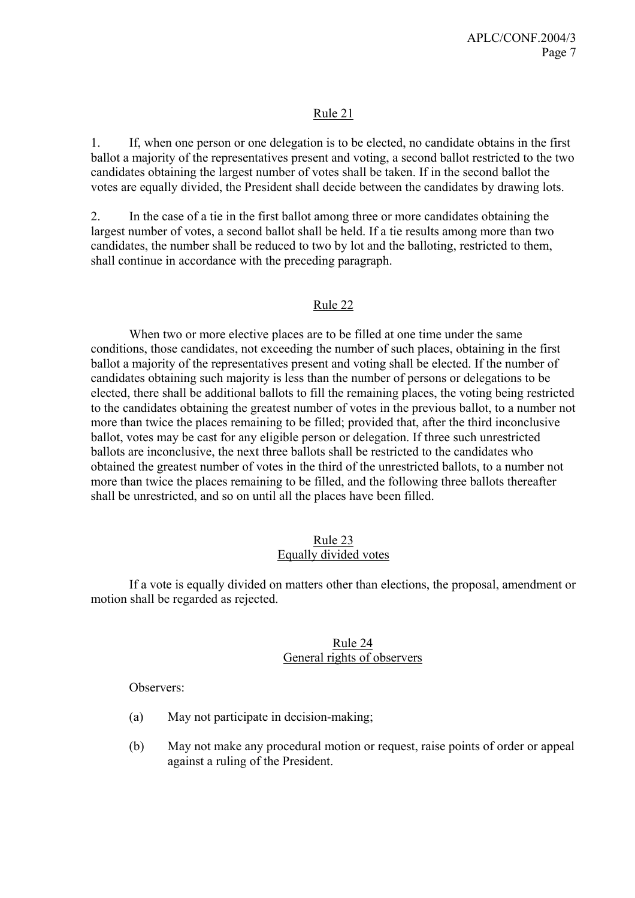## Rule 21

1. If, when one person or one delegation is to be elected, no candidate obtains in the first ballot a majority of the representatives present and voting, a second ballot restricted to the two candidates obtaining the largest number of votes shall be taken. If in the second ballot the votes are equally divided, the President shall decide between the candidates by drawing lots.

2. In the case of a tie in the first ballot among three or more candidates obtaining the largest number of votes, a second ballot shall be held. If a tie results among more than two candidates, the number shall be reduced to two by lot and the balloting, restricted to them, shall continue in accordance with the preceding paragraph.

## Rule 22

When two or more elective places are to be filled at one time under the same conditions, those candidates, not exceeding the number of such places, obtaining in the first ballot a majority of the representatives present and voting shall be elected. If the number of candidates obtaining such majority is less than the number of persons or delegations to be elected, there shall be additional ballots to fill the remaining places, the voting being restricted to the candidates obtaining the greatest number of votes in the previous ballot, to a number not more than twice the places remaining to be filled; provided that, after the third inconclusive ballot, votes may be cast for any eligible person or delegation. If three such unrestricted ballots are inconclusive, the next three ballots shall be restricted to the candidates who obtained the greatest number of votes in the third of the unrestricted ballots, to a number not more than twice the places remaining to be filled, and the following three ballots thereafter shall be unrestricted, and so on until all the places have been filled.

## Rule 23
### Equally divided votes

If a vote is equally divided on matters other than elections, the proposal, amendment or motion shall be regarded as rejected.

## Rule 24
### General rights of observers

Observers:

(a) May not participate in decision-making;

(b) May not make any procedural motion or request, raise points of order or appeal against a ruling of the President.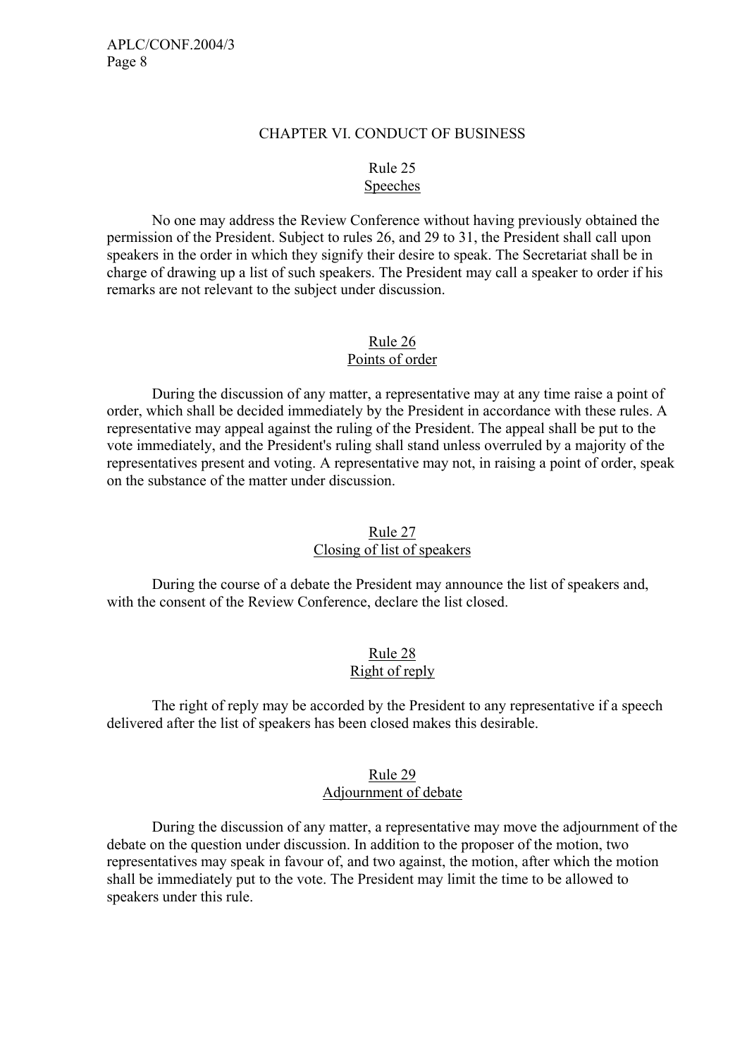## CHAPTER VI. CONDUCT OF BUSINESS

### Rule 25
### Speeches

No one may address the Review Conference without having previously obtained the permission of the President. Subject to rules 26, and 29 to 31, the President shall call upon speakers in the order in which they signify their desire to speak. The Secretariat shall be in charge of drawing up a list of such speakers. The President may call a speaker to order if his remarks are not relevant to the subject under discussion.

### Rule 26
### Points of order

During the discussion of any matter, a representative may at any time raise a point of order, which shall be decided immediately by the President in accordance with these rules. A representative may appeal against the ruling of the President. The appeal shall be put to the vote immediately, and the President's ruling shall stand unless overruled by a majority of the representatives present and voting. A representative may not, in raising a point of order, speak on the substance of the matter under discussion.

### Rule 27
### Closing of list of speakers

During the course of a debate the President may announce the list of speakers and, with the consent of the Review Conference, declare the list closed.

### Rule 28
### Right of reply

The right of reply may be accorded by the President to any representative if a speech delivered after the list of speakers has been closed makes this desirable.

### Rule 29
### Adjournment of debate

During the discussion of any matter, a representative may move the adjournment of the debate on the question under discussion. In addition to the proposer of the motion, two representatives may speak in favour of, and two against, the motion, after which the motion shall be immediately put to the vote. The President may limit the time to be allowed to speakers under this rule.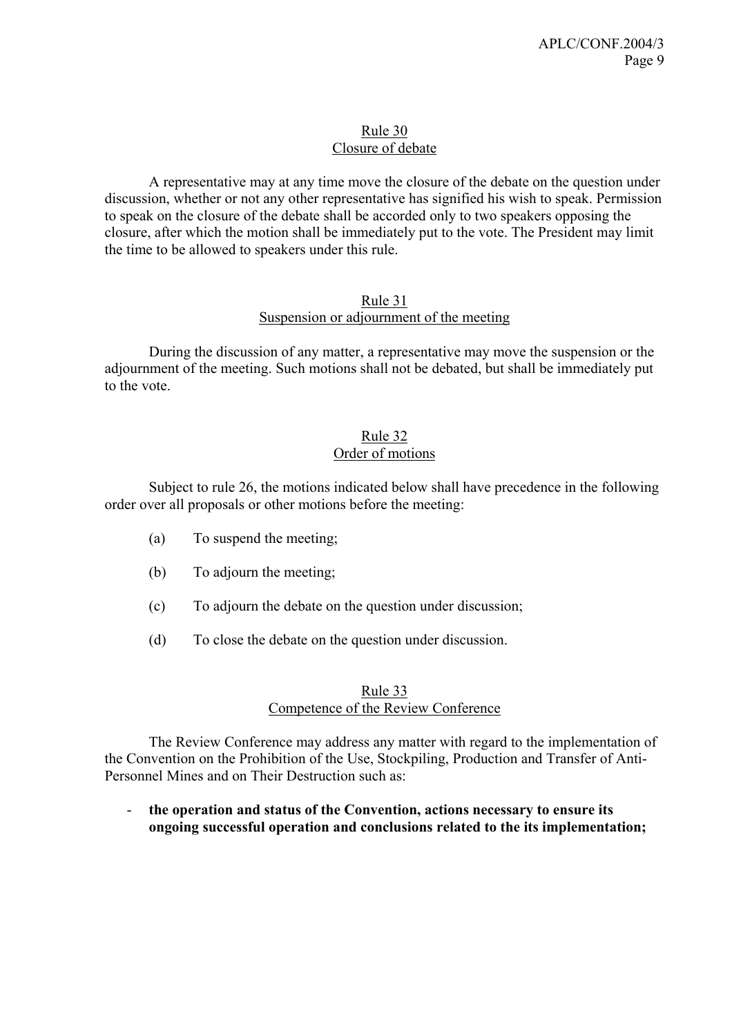## Rule 30
## Closure of debate

A representative may at any time move the closure of the debate on the question under discussion, whether or not any other representative has signified his wish to speak. Permission to speak on the closure of the debate shall be accorded only to two speakers opposing the closure, after which the motion shall be immediately put to the vote. The President may limit the time to be allowed to speakers under this rule.

## Rule 31
## Suspension or adjournment of the meeting

During the discussion of any matter, a representative may move the suspension or the adjournment of the meeting. Such motions shall not be debated, but shall be immediately put to the vote.

## Rule 32
## Order of motions

Subject to rule 26, the motions indicated below shall have precedence in the following order over all proposals or other motions before the meeting:

(a) To suspend the meeting;

(b) To adjourn the meeting;

(c) To adjourn the debate on the question under discussion;

(d) To close the debate on the question under discussion.

## Rule 33
## Competence of the Review Conference

The Review Conference may address any matter with regard to the implementation of the Convention on the Prohibition of the Use, Stockpiling, Production and Transfer of Anti-Personnel Mines and on Their Destruction such as:

- **the operation and status of the Convention, actions necessary to ensure its ongoing successful operation and conclusions related to the its implementation;**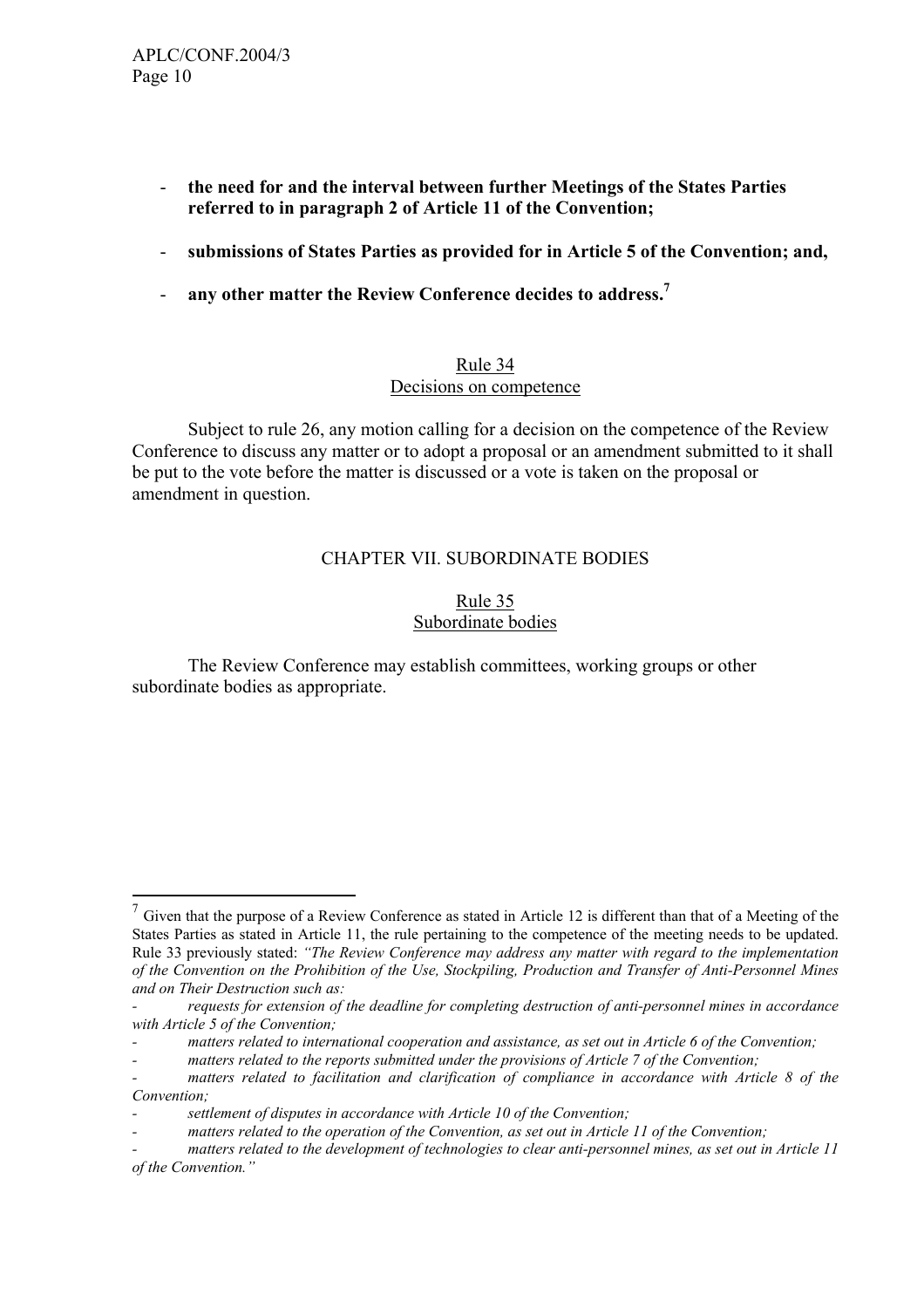- **the need for and the interval between further Meetings of the States Parties referred to in paragraph 2 of Article 11 of the Convention;**

- **submissions of States Parties as provided for in Article 5 of the Convention; and,**

- **any other matter the Review Conference decides to address.**[7]

Rule 34
Decisions on competence

Subject to rule 26, any motion calling for a decision on the competence of the Review Conference to discuss any matter or to adopt a proposal or an amendment submitted to it shall be put to the vote before the matter is discussed or a vote is taken on the proposal or amendment in question.

## CHAPTER VII. SUBORDINATE BODIES

Rule 35
Subordinate bodies

The Review Conference may establish committees, working groups or other subordinate bodies as appropriate.

---

[7] Given that the purpose of a Review Conference as stated in Article 12 is different than that of a Meeting of the States Parties as stated in Article 11, the rule pertaining to the competence of the meeting needs to be updated. Rule 33 previously stated: *"The Review Conference may address any matter with regard to the implementation of the Convention on the Prohibition of the Use, Stockpiling, Production and Transfer of Anti-Personnel Mines and on Their Destruction such as:*

- *requests for extension of the deadline for completing destruction of anti-personnel mines in accordance with Article 5 of the Convention;*
- *matters related to international cooperation and assistance, as set out in Article 6 of the Convention;*
- *matters related to the reports submitted under the provisions of Article 7 of the Convention;*
- *matters related to facilitation and clarification of compliance in accordance with Article 8 of the Convention;*
- *settlement of disputes in accordance with Article 10 of the Convention;*
- *matters related to the operation of the Convention, as set out in Article 11 of the Convention;*
- *matters related to the development of technologies to clear anti-personnel mines, as set out in Article 11 of the Convention."*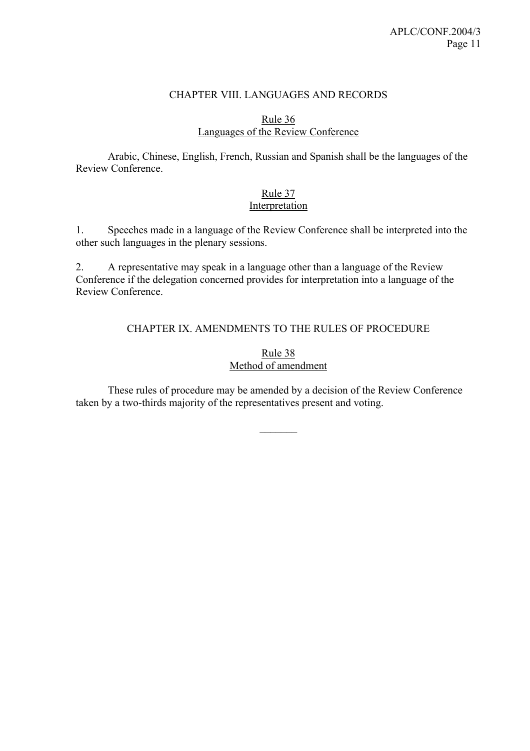## CHAPTER VIII. LANGUAGES AND RECORDS

### Rule 36
### Languages of the Review Conference

Arabic, Chinese, English, French, Russian and Spanish shall be the languages of the Review Conference.

### Rule 37
### Interpretation

1. Speeches made in a language of the Review Conference shall be interpreted into the other such languages in the plenary sessions.

2. A representative may speak in a language other than a language of the Review Conference if the delegation concerned provides for interpretation into a language of the Review Conference.

## CHAPTER IX. AMENDMENTS TO THE RULES OF PROCEDURE

### Rule 38
### Method of amendment

These rules of procedure may be amended by a decision of the Review Conference taken by a two-thirds majority of the representatives present and voting.

_______